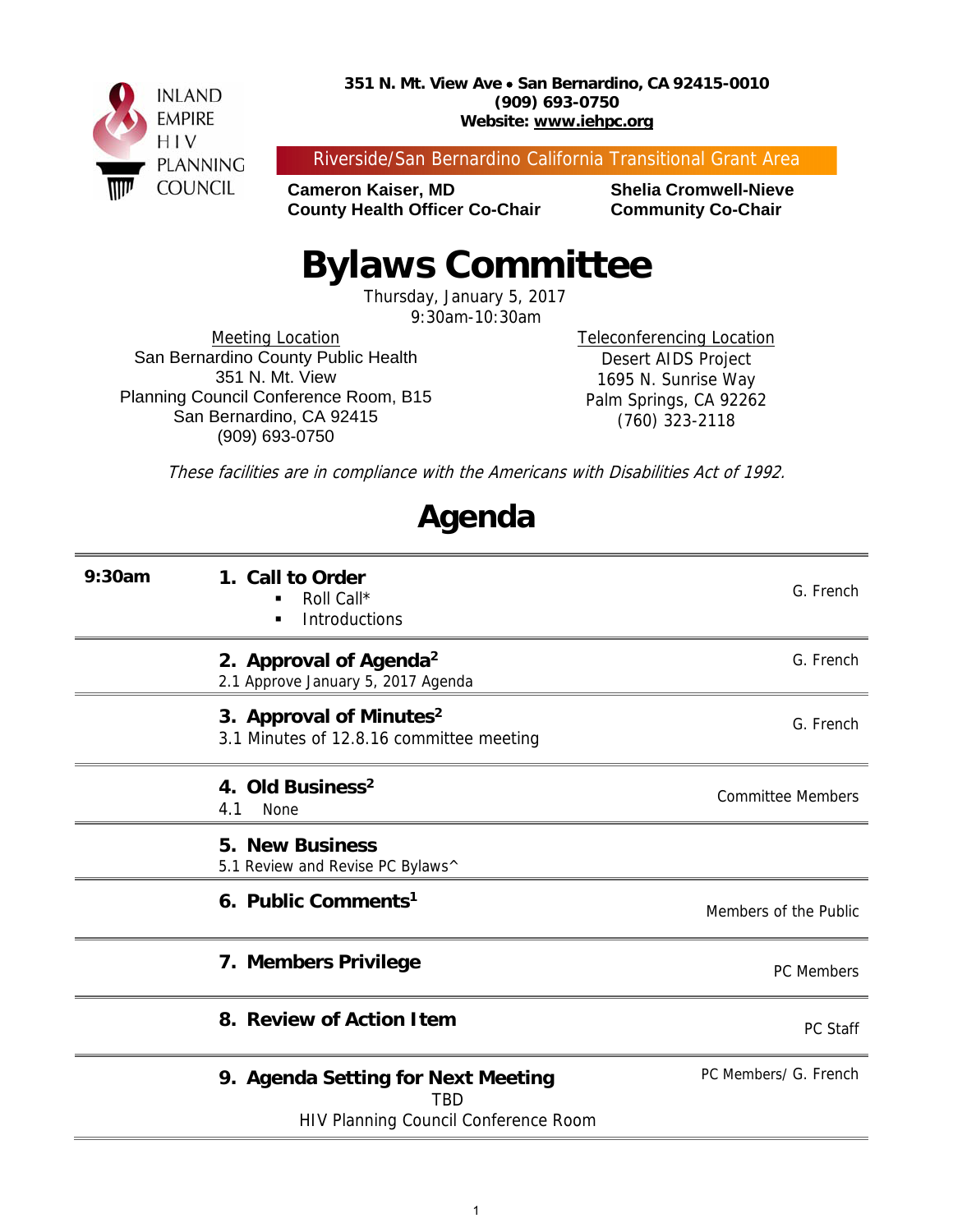INLAND EMPIRE HIV PLANNING COUNCIL

**351 N. Mt. View Ave • San Bernardino, CA 92415-0010**
**(909) 693-0750**
**Website: www.iehpc.org**

Riverside/San Bernardino California Transitional Grant Area

**Cameron Kaiser, MD**
**County Health Officer Co-Chair**

**Shelia Cromwell-Nieve**
**Community Co-Chair**

# Bylaws Committee

Thursday, January 5, 2017
9:30am-10:30am

Meeting Location
San Bernardino County Public Health
351 N. Mt. View
Planning Council Conference Room, B15
San Bernardino, CA 92415
(909) 693-0750

Teleconferencing Location
Desert AIDS Project
1695 N. Sunrise Way
Palm Springs, CA 92262
(760) 323-2118

*These facilities are in compliance with the Americans with Disabilities Act of 1992.*

# Agenda

| | | |
|---|---|---|
| **9:30am** | **1. Call to Order**<br>▪ Roll Call*<br>▪ Introductions | G. French |
| | **2. Approval of Agenda[2]**<br>2.1 Approve January 5, 2017 Agenda | G. French |
| | **3. Approval of Minutes[2]**<br>3.1 Minutes of 12.8.16 committee meeting | G. French |
| | **4. Old Business[2]**<br>4.1 None | Committee Members |
| | **5. New Business**<br>5.1 Review and Revise PC Bylaws^ | |
| | **6. Public Comments[1]** | Members of the Public |
| | **7. Members Privilege** | PC Members |
| | **8. Review of Action Item** | PC Staff |
| | **9. Agenda Setting for Next Meeting**<br>TBD<br>HIV Planning Council Conference Room | PC Members/ G. French |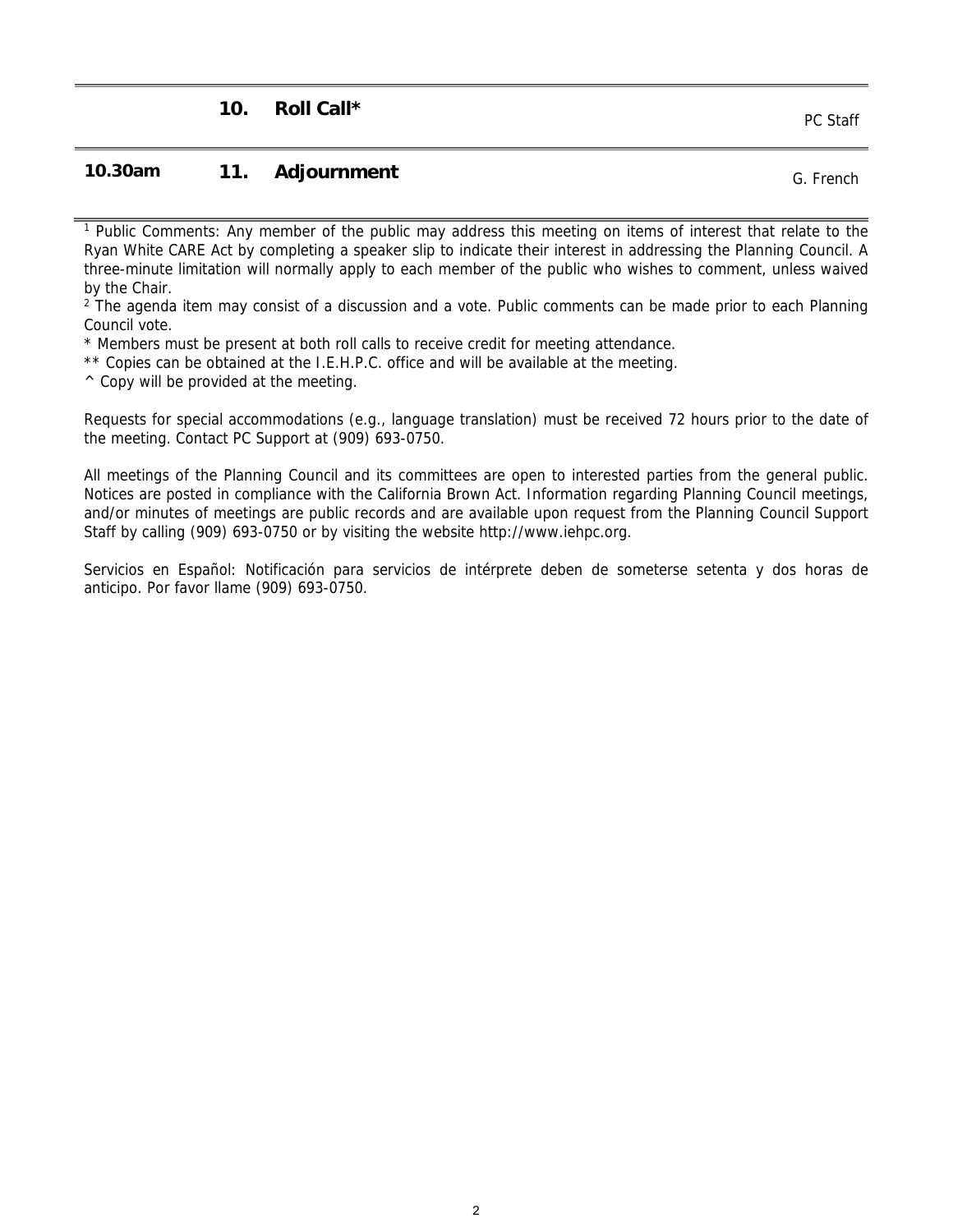| | | | |
|---|---|---|---|
| | **10.** | **Roll Call*** | PC Staff |
| **10.30am** | **11.** | **Adjournment** | G. French |

[1] Public Comments: Any member of the public may address this meeting on items of interest that relate to the Ryan White CARE Act by completing a speaker slip to indicate their interest in addressing the Planning Council. A three-minute limitation will normally apply to each member of the public who wishes to comment, unless waived by the Chair.

[2] The agenda item may consist of a discussion and a vote. Public comments can be made prior to each Planning Council vote.

* Members must be present at both roll calls to receive credit for meeting attendance.

** Copies can be obtained at the I.E.H.P.C. office and will be available at the meeting.

^ Copy will be provided at the meeting.

Requests for special accommodations (e.g., language translation) must be received 72 hours prior to the date of the meeting. Contact PC Support at (909) 693-0750.

All meetings of the Planning Council and its committees are open to interested parties from the general public. Notices are posted in compliance with the California Brown Act. Information regarding Planning Council meetings, and/or minutes of meetings are public records and are available upon request from the Planning Council Support Staff by calling (909) 693-0750 or by visiting the website http://www.iehpc.org.

Servicios en Español: Notificación para servicios de intérprete deben de someterse setenta y dos horas de anticipo. Por favor llame (909) 693-0750.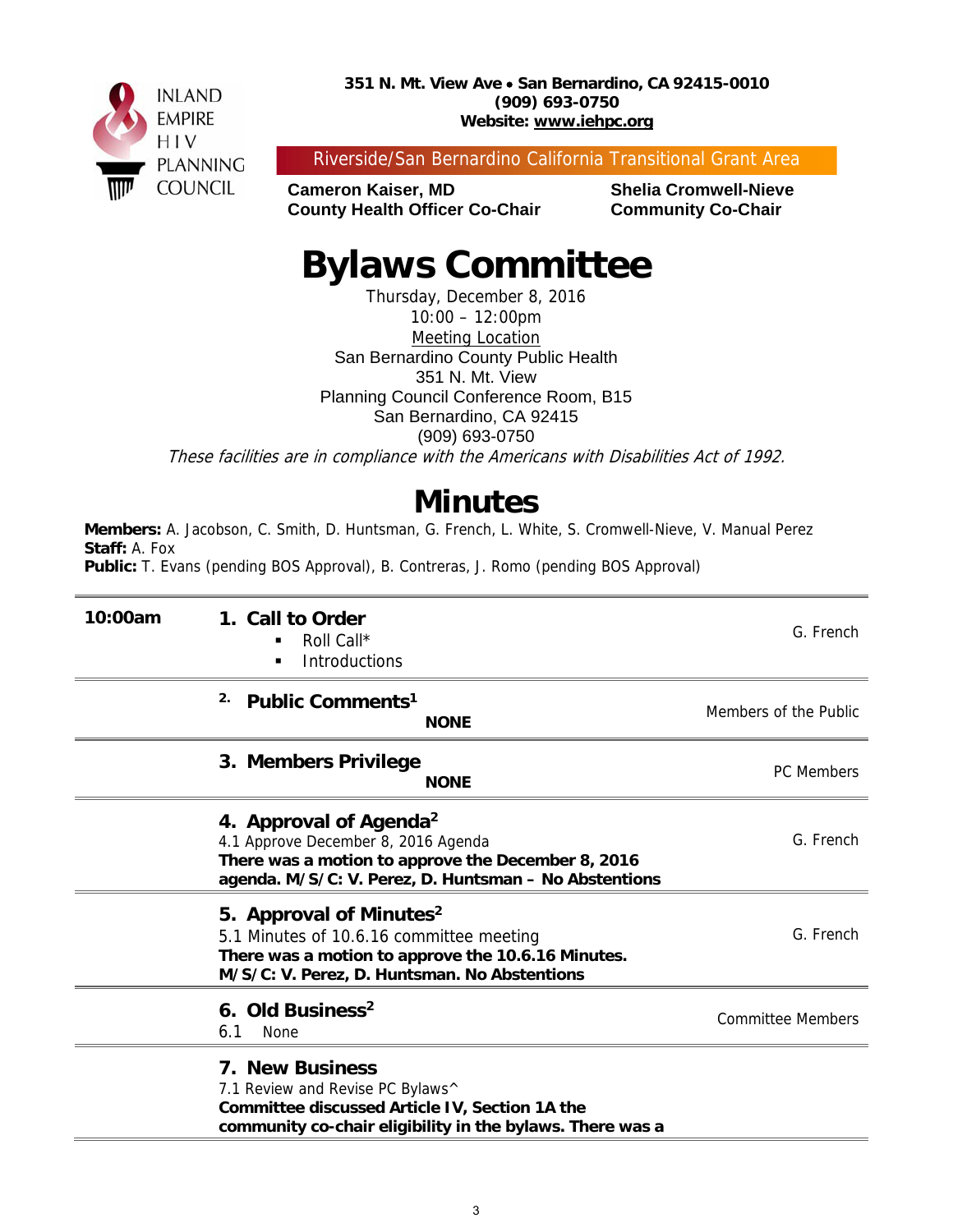INLAND EMPIRE HIV PLANNING COUNCIL

**351 N. Mt. View Ave • San Bernardino, CA 92415-0010**
**(909) 693-0750**
**Website: www.iehpc.org**

Riverside/San Bernardino California Transitional Grant Area

**Cameron Kaiser, MD**
**County Health Officer Co-Chair**

**Shelia Cromwell-Nieve**
**Community Co-Chair**

# Bylaws Committee

Thursday, December 8, 2016
10:00 – 12:00pm
Meeting Location
San Bernardino County Public Health
351 N. Mt. View
Planning Council Conference Room, B15
San Bernardino, CA 92415
(909) 693-0750

*These facilities are in compliance with the Americans with Disabilities Act of 1992.*

# Minutes

**Members:** A. Jacobson, C. Smith, D. Huntsman, G. French, L. White, S. Cromwell-Nieve, V. Manual Perez
**Staff:** A. Fox
**Public:** T. Evans (pending BOS Approval), B. Contreras, J. Romo (pending BOS Approval)

| | | |
|---|---|---|
| **10:00am** | **1. Call to Order**<br>▪ Roll Call*<br>▪ Introductions | G. French |
| | **2. Public Comments[1]**<br>**NONE** | Members of the Public |
| | **3. Members Privilege**<br>**NONE** | PC Members |
| | **4. Approval of Agenda[2]**<br>4.1 Approve December 8, 2016 Agenda<br>**There was a motion to approve the December 8, 2016 agenda. M/S/C: V. Perez, D. Huntsman – No Abstentions** | G. French |
| | **5. Approval of Minutes[2]**<br>5.1 Minutes of 10.6.16 committee meeting<br>**There was a motion to approve the 10.6.16 Minutes. M/S/C: V. Perez, D. Huntsman. No Abstentions** | G. French |
| | **6. Old Business[2]**<br>6.1 None | Committee Members |
| | **7. New Business**<br>7.1 Review and Revise PC Bylaws^<br>**Committee discussed Article IV, Section 1A the community co-chair eligibility in the bylaws. There was a** | |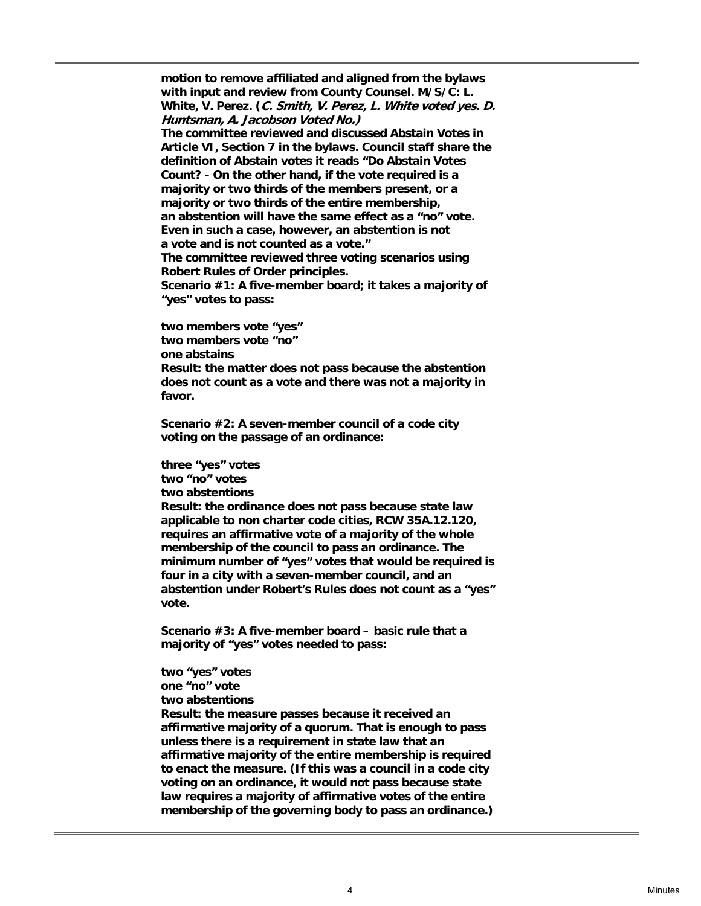**motion to remove affiliated and aligned from the bylaws with input and review from County Counsel. M/S/C: L. White, V. Perez. (*C. Smith, V. Perez, L. White voted yes. D. Huntsman, A. Jacobson Voted No.)***

**The committee reviewed and discussed Abstain Votes in Article VI, Section 7 in the bylaws. Council staff share the definition of Abstain votes it reads "Do Abstain Votes Count? - On the other hand, if the vote required is a majority or two thirds of the members present, or a majority or two thirds of the entire membership, an abstention will have the same effect as a "no" vote. Even in such a case, however, an abstention is not a vote and is not counted as a vote."**

**The committee reviewed three voting scenarios using Robert Rules of Order principles.**

**Scenario #1: A five-member board; it takes a majority of "yes" votes to pass:**

**two members vote "yes"**
**two members vote "no"**
**one abstains**
**Result: the matter does not pass because the abstention does not count as a vote and there was not a majority in favor.**

**Scenario #2: A seven-member council of a code city voting on the passage of an ordinance:**

**three "yes" votes**
**two "no" votes**
**two abstentions**
**Result: the ordinance does not pass because state law applicable to non charter code cities, RCW 35A.12.120, requires an affirmative vote of a majority of the whole membership of the council to pass an ordinance. The minimum number of "yes" votes that would be required is four in a city with a seven-member council, and an abstention under Robert's Rules does not count as a "yes" vote.**

**Scenario #3: A five-member board – basic rule that a majority of "yes" votes needed to pass:**

**two "yes" votes**
**one "no" vote**
**two abstentions**
**Result: the measure passes because it received an affirmative majority of a quorum. That is enough to pass unless there is a requirement in state law that an affirmative majority of the entire membership is required to enact the measure. (If this was a council in a code city voting on an ordinance, it would not pass because state law requires a majority of affirmative votes of the entire membership of the governing body to pass an ordinance.)**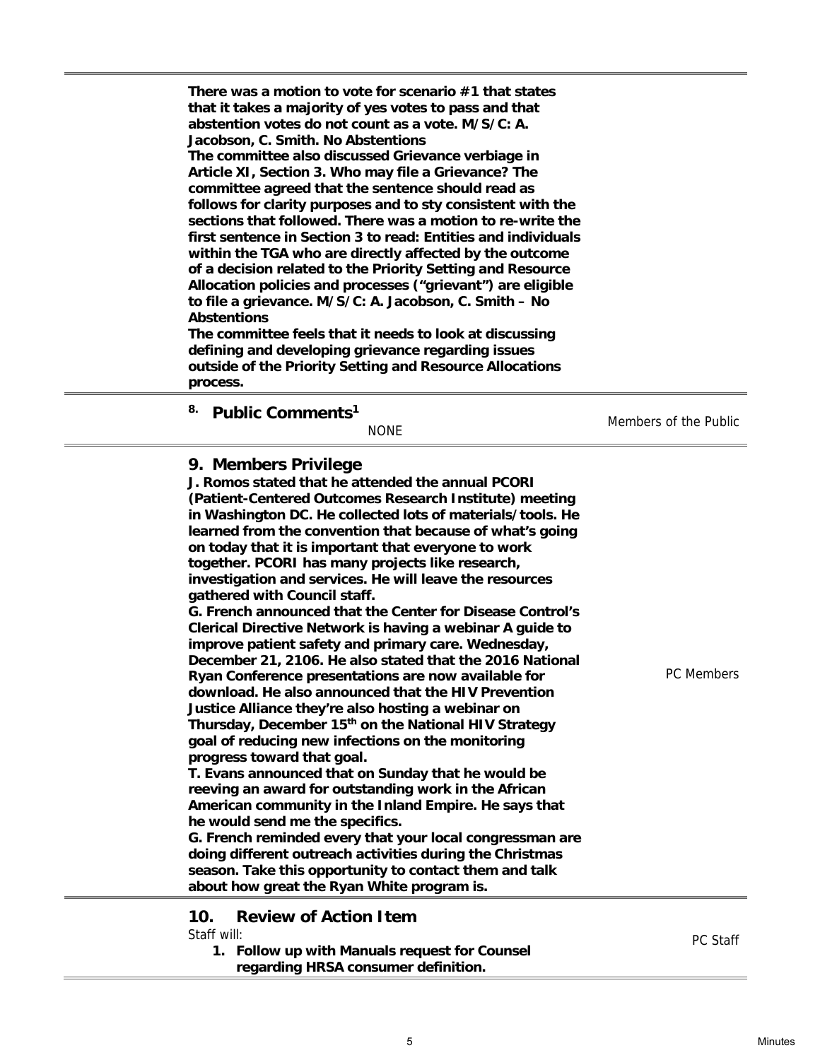**There was a motion to vote for scenario #1 that states that it takes a majority of yes votes to pass and that abstention votes do not count as a vote. M/S/C: A. Jacobson, C. Smith. No Abstentions**
**The committee also discussed Grievance verbiage in Article XI, Section 3. Who may file a Grievance? The committee agreed that the sentence should read as follows for clarity purposes and to sty consistent with the sections that followed. There was a motion to re-write the first sentence in Section 3 to read: Entities and individuals within the TGA who are directly affected by the outcome of a decision related to the Priority Setting and Resource Allocation policies and processes ("grievant") are eligible to file a grievance. M/S/C: A. Jacobson, C. Smith – No Abstentions**
**The committee feels that it needs to look at discussing defining and developing grievance regarding issues outside of the Priority Setting and Resource Allocations process.**

## 8. Public Comments[1]

NONE

Members of the Public

## 9. Members Privilege

**J. Romos stated that he attended the annual PCORI (Patient-Centered Outcomes Research Institute) meeting in Washington DC. He collected lots of materials/tools. He learned from the convention that because of what's going on today that it is important that everyone to work together. PCORI has many projects like research, investigation and services. He will leave the resources gathered with Council staff.**
**G. French announced that the Center for Disease Control's Clerical Directive Network is having a webinar A guide to improve patient safety and primary care. Wednesday, December 21, 2106. He also stated that the 2016 National Ryan Conference presentations are now available for download. He also announced that the HIV Prevention Justice Alliance they're also hosting a webinar on Thursday, December 15th on the National HIV Strategy goal of reducing new infections on the monitoring progress toward that goal.**
**T. Evans announced that on Sunday that he would be reeving an award for outstanding work in the African American community in the Inland Empire. He says that he would send me the specifics.**
**G. French reminded every that your local congressman are doing different outreach activities during the Christmas season. Take this opportunity to contact them and talk about how great the Ryan White program is.**

PC Members

## 10. Review of Action Item

Staff will:

1. **Follow up with Manuals request for Counsel regarding HRSA consumer definition.**

PC Staff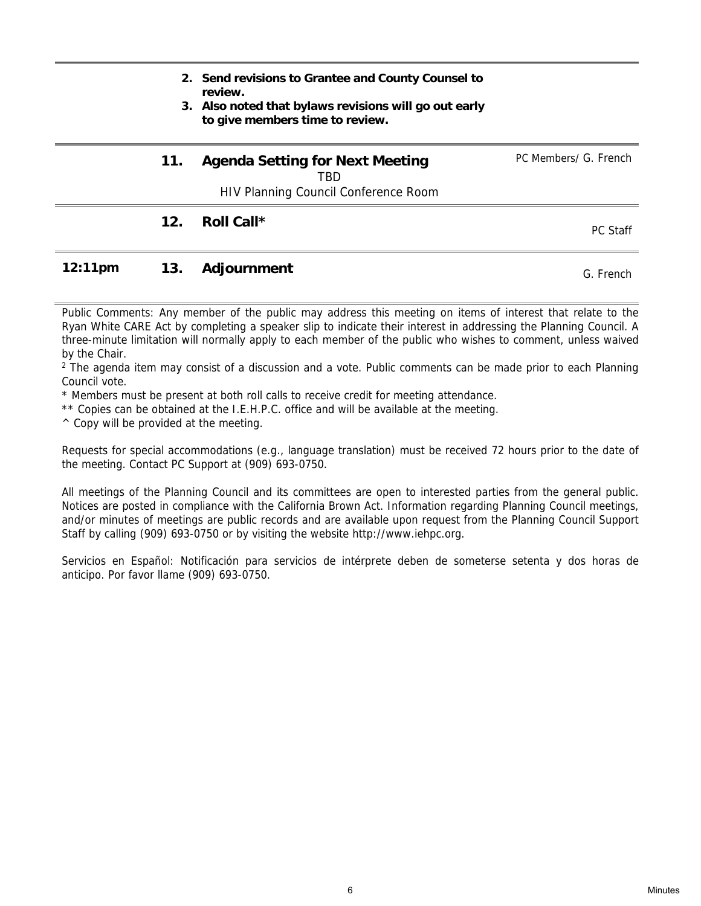| | | | |
|---|---|---|---|
| | | **2. Send revisions to Grantee and County Counsel to review.**<br>**3. Also noted that bylaws revisions will go out early to give members time to review.** | |
| | **11.** | **Agenda Setting for Next Meeting**<br>TBD<br>HIV Planning Council Conference Room | PC Members/ G. French |
| | **12.** | **Roll Call*** | PC Staff |
| **12:11pm** | **13.** | **Adjournment** | G. French |

Public Comments: Any member of the public may address this meeting on items of interest that relate to the Ryan White CARE Act by completing a speaker slip to indicate their interest in addressing the Planning Council. A three-minute limitation will normally apply to each member of the public who wishes to comment, unless waived by the Chair.

[2] The agenda item may consist of a discussion and a vote. Public comments can be made prior to each Planning Council vote.

* Members must be present at both roll calls to receive credit for meeting attendance.

** Copies can be obtained at the I.E.H.P.C. office and will be available at the meeting.

^ Copy will be provided at the meeting.

Requests for special accommodations (e.g., language translation) must be received 72 hours prior to the date of the meeting. Contact PC Support at (909) 693-0750.

All meetings of the Planning Council and its committees are open to interested parties from the general public. Notices are posted in compliance with the California Brown Act. Information regarding Planning Council meetings, and/or minutes of meetings are public records and are available upon request from the Planning Council Support Staff by calling (909) 693-0750 or by visiting the website http://www.iehpc.org.

Servicios en Español: Notificación para servicios de intérprete deben de someterse setenta y dos horas de anticipo. Por favor llame (909) 693-0750.